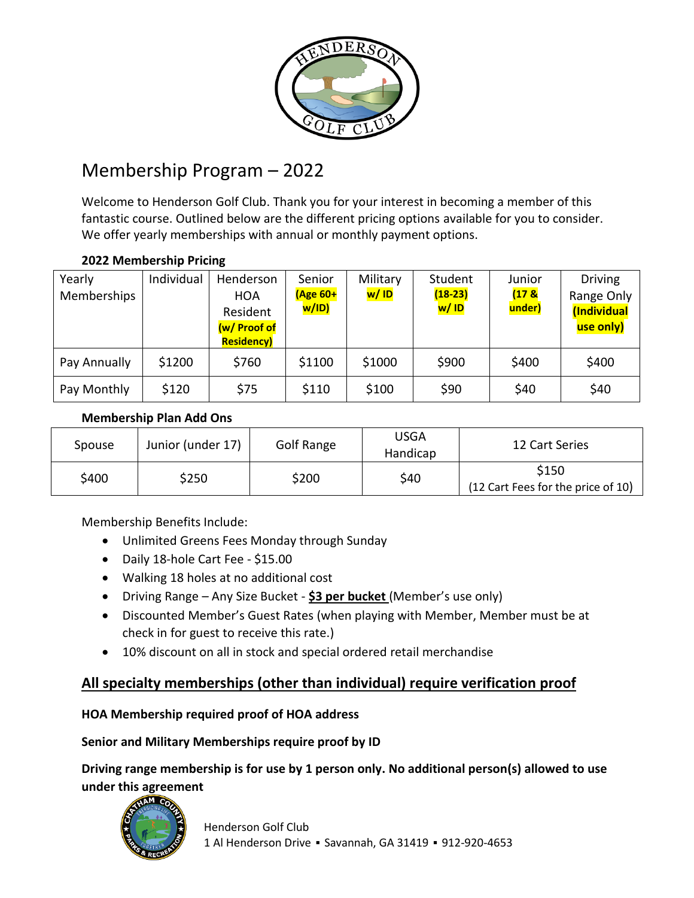# Membership Program – 2022

Welcome to Henderson Golf Club. Thank you for your interest in becoming a member of this fantastic course. Outlined below are the different pricing options available for you to consider. We offer yearly memberships with annual or monthly payment options.

**2022 Membership Pricing**

| Yearly Memberships | Individual | Henderson HOA Resident **(w/ Proof of Residency)** | Senior **(Age 60+ w/ID)** | Military **w/ ID** | Student **(18-23) w/ ID** | Junior **(17 & under)** | Driving Range Only **(Individual use only)** |
|---|---|---|---|---|---|---|---|
| Pay Annually | $1200 | $760 | $1100 | $1000 | $900 | $400 | $400 |
| Pay Monthly | $120 | $75 | $110 | $100 | $90 | $40 | $40 |

**Membership Plan Add Ons**

| Spouse | Junior (under 17) | Golf Range | USGA Handicap | 12 Cart Series |
|---|---|---|---|---|
| $400 | $250 | $200 | $40 | $150 (12 Cart Fees for the price of 10) |

Membership Benefits Include:

- Unlimited Greens Fees Monday through Sunday
- Daily 18-hole Cart Fee - $15.00
- Walking 18 holes at no additional cost
- Driving Range – Any Size Bucket - **$3 per bucket** (Member's use only)
- Discounted Member's Guest Rates (when playing with Member, Member must be at check in for guest to receive this rate.)
- 10% discount on all in stock and special ordered retail merchandise

## All specialty memberships (other than individual) require verification proof

**HOA Membership required proof of HOA address**

**Senior and Military Memberships require proof by ID**

**Driving range membership is for use by 1 person only. No additional person(s) allowed to use under this agreement**

Henderson Golf Club
1 Al Henderson Drive ▪ Savannah, GA 31419 ▪ 912-920-4653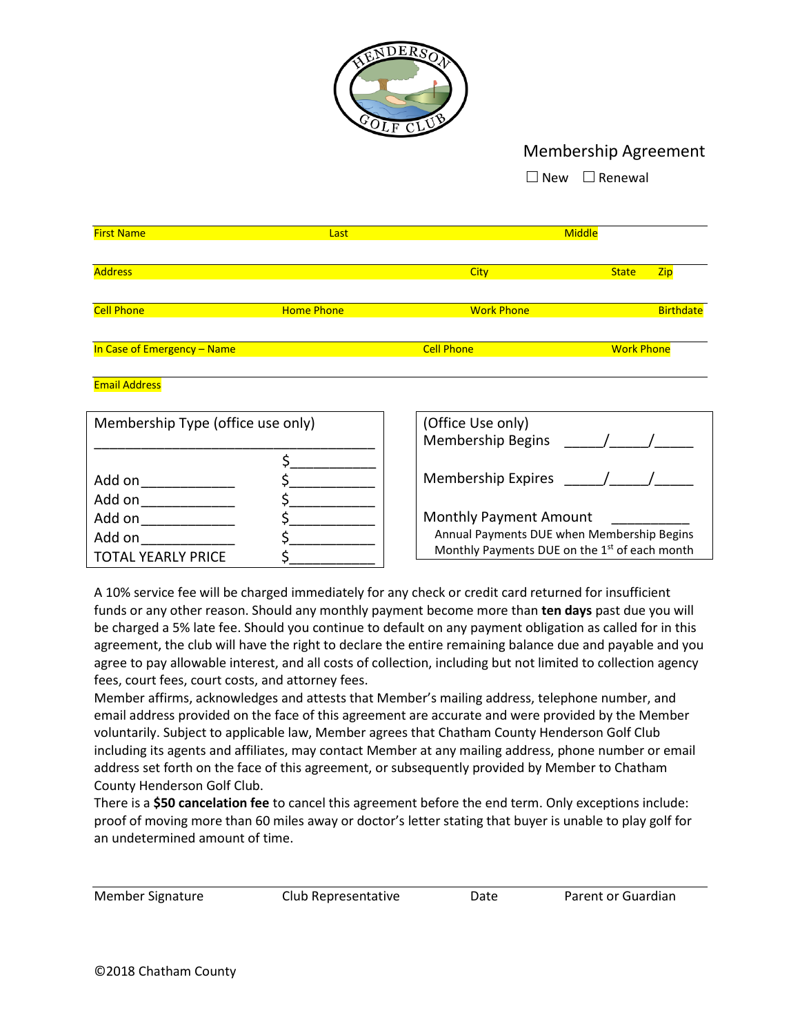# Membership Agreement

☐ New ☐ Renewal

First Name Last Middle

Address City State Zip

Cell Phone Home Phone Work Phone Birthdate

In Case of Emergency – Name Cell Phone Work Phone

Email Address

| Membership Type (office use only) | |
|---|---|
| ______________________________________ | |
| | $___________ |
| Add on____________ | $___________ |
| Add on____________ | $___________ |
| Add on____________ | $___________ |
| Add on____________ | $___________ |
| TOTAL YEARLY PRICE | $___________ |

(Office Use only)
Membership Begins _____/_____/_____

Membership Expires _____/_____/_____

Monthly Payment Amount __________

Annual Payments DUE when Membership Begins
Monthly Payments DUE on the 1st of each month

A 10% service fee will be charged immediately for any check or credit card returned for insufficient funds or any other reason. Should any monthly payment become more than **ten days** past due you will be charged a 5% late fee. Should you continue to default on any payment obligation as called for in this agreement, the club will have the right to declare the entire remaining balance due and payable and you agree to pay allowable interest, and all costs of collection, including but not limited to collection agency fees, court fees, court costs, and attorney fees.

Member affirms, acknowledges and attests that Member's mailing address, telephone number, and email address provided on the face of this agreement are accurate and were provided by the Member voluntarily. Subject to applicable law, Member agrees that Chatham County Henderson Golf Club including its agents and affiliates, may contact Member at any mailing address, phone number or email address set forth on the face of this agreement, or subsequently provided by Member to Chatham County Henderson Golf Club.

There is a **$50 cancelation fee** to cancel this agreement before the end term. Only exceptions include: proof of moving more than 60 miles away or doctor's letter stating that buyer is unable to play golf for an undetermined amount of time.

Member Signature Club Representative Date Parent or Guardian

©2018 Chatham County